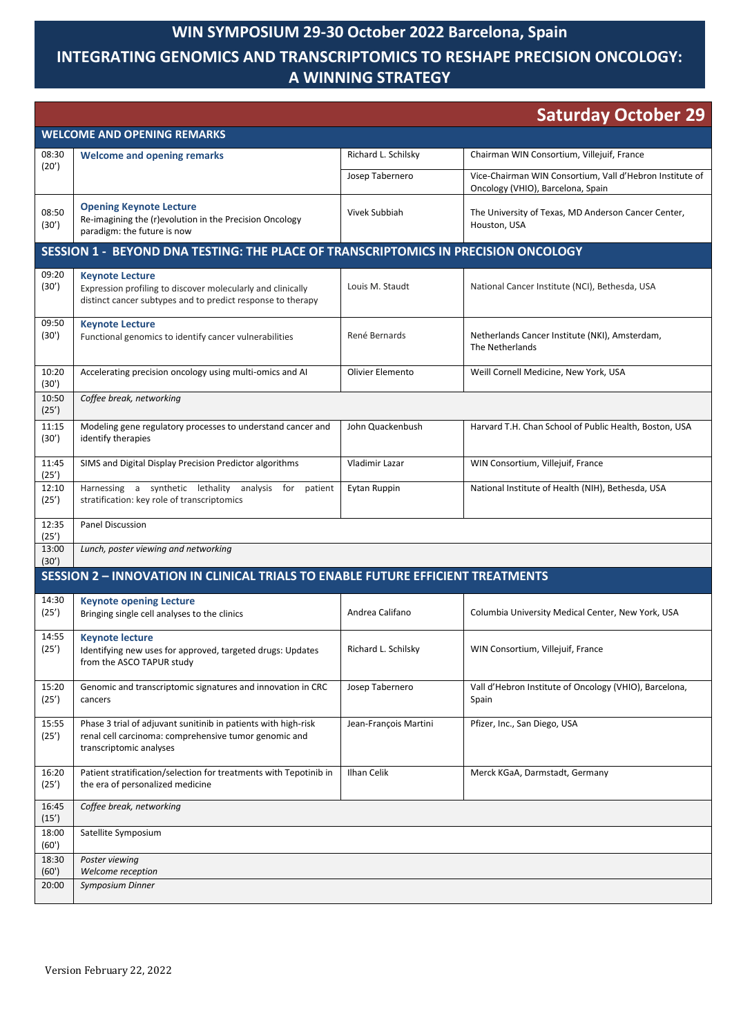# WIN SYMPOSIUM 29-30 October 2022 Barcelona, Spain

# INTEGRATING GENOMICS AND TRANSCRIPTOMICS TO RESHAPE PRECISION ONCOLOGY: A WINNING STRATEGY

## Saturday October 29

| Time | Topic | Speaker | Affiliation |
|---|---|---|---|
| **WELCOME AND OPENING REMARKS** | | | |
| 08:30 (20') | **Welcome and opening remarks** | Richard L. Schilsky | Chairman WIN Consortium, Villejuif, France |
| | | Josep Tabernero | Vice-Chairman WIN Consortium, Vall d'Hebron Institute of Oncology (VHIO), Barcelona, Spain |
| 08:50 (30') | **Opening Keynote Lecture** Re-imagining the (r)evolution in the Precision Oncology paradigm: the future is now | Vivek Subbiah | The University of Texas, MD Anderson Cancer Center, Houston, USA |
| **SESSION 1 - BEYOND DNA TESTING: THE PLACE OF TRANSCRIPTOMICS IN PRECISION ONCOLOGY** | | | |
| 09:20 (30') | **Keynote Lecture** Expression profiling to discover molecularly and clinically distinct cancer subtypes and to predict response to therapy | Louis M. Staudt | National Cancer Institute (NCI), Bethesda, USA |
| 09:50 (30') | **Keynote Lecture** Functional genomics to identify cancer vulnerabilities | René Bernards | Netherlands Cancer Institute (NKI), Amsterdam, The Netherlands |
| 10:20 (30') | Accelerating precision oncology using multi-omics and AI | Olivier Elemento | Weill Cornell Medicine, New York, USA |
| 10:50 (25') | *Coffee break, networking* | | |
| 11:15 (30') | Modeling gene regulatory processes to understand cancer and identify therapies | John Quackenbush | Harvard T.H. Chan School of Public Health, Boston, USA |
| 11:45 (25') | SIMS and Digital Display Precision Predictor algorithms | Vladimir Lazar | WIN Consortium, Villejuif, France |
| 12:10 (25') | Harnessing a synthetic lethality analysis for patient stratification: key role of transcriptomics | Eytan Ruppin | National Institute of Health (NIH), Bethesda, USA |
| 12:35 (25') | Panel Discussion | | |
| 13:00 (30') | *Lunch, poster viewing and networking* | | |
| **SESSION 2 – INNOVATION IN CLINICAL TRIALS TO ENABLE FUTURE EFFICIENT TREATMENTS** | | | |
| 14:30 (25') | **Keynote opening Lecture** Bringing single cell analyses to the clinics | Andrea Califano | Columbia University Medical Center, New York, USA |
| 14:55 (25') | **Keynote lecture** Identifying new uses for approved, targeted drugs: Updates from the ASCO TAPUR study | Richard L. Schilsky | WIN Consortium, Villejuif, France |
| 15:20 (25') | Genomic and transcriptomic signatures and innovation in CRC cancers | Josep Tabernero | Vall d'Hebron Institute of Oncology (VHIO), Barcelona, Spain |
| 15:55 (25') | Phase 3 trial of adjuvant sunitinib in patients with high-risk renal cell carcinoma: comprehensive tumor genomic and transcriptomic analyses | Jean-François Martini | Pfizer, Inc., San Diego, USA |
| 16:20 (25') | Patient stratification/selection for treatments with Tepotinib in the era of personalized medicine | Ilhan Celik | Merck KGaA, Darmstadt, Germany |
| 16:45 (15') | *Coffee break, networking* | | |
| 18:00 (60') | Satellite Symposium | | |
| 18:30 (60') | *Poster viewing* *Welcome reception* | | |
| 20:00 | *Symposium Dinner* | | |

Version February 22, 2022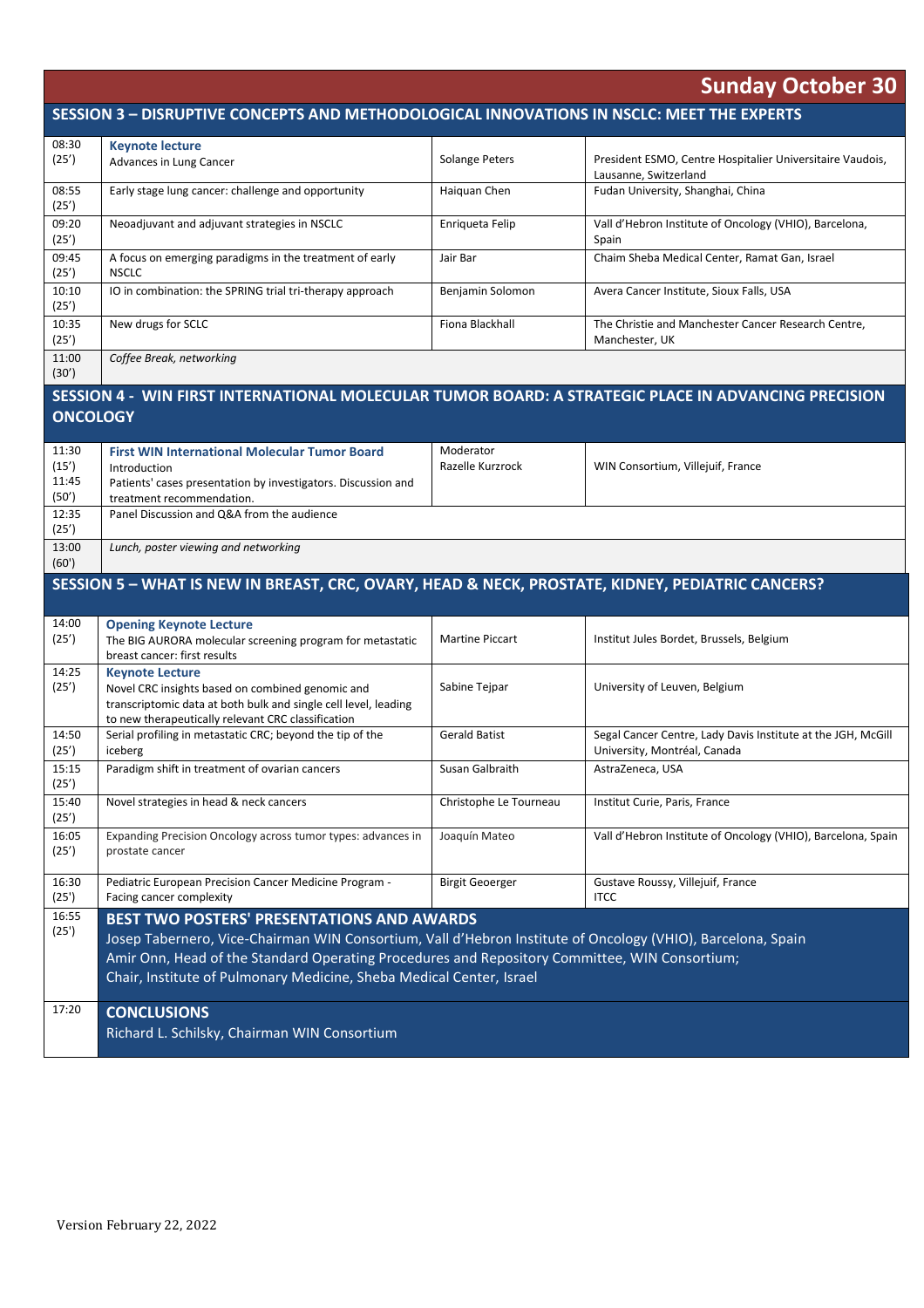# Sunday October 30

## SESSION 3 – DISRUPTIVE CONCEPTS AND METHODOLOGICAL INNOVATIONS IN NSCLC: MEET THE EXPERTS

| | | | |
|---|---|---|---|
| 08:30 (25') | **Keynote lecture** Advances in Lung Cancer | Solange Peters | President ESMO, Centre Hospitalier Universitaire Vaudois, Lausanne, Switzerland |
| 08:55 (25') | Early stage lung cancer: challenge and opportunity | Haiquan Chen | Fudan University, Shanghai, China |
| 09:20 (25') | Neoadjuvant and adjuvant strategies in NSCLC | Enriqueta Felip | Vall d'Hebron Institute of Oncology (VHIO), Barcelona, Spain |
| 09:45 (25') | A focus on emerging paradigms in the treatment of early NSCLC | Jair Bar | Chaim Sheba Medical Center, Ramat Gan, Israel |
| 10:10 (25') | IO in combination: the SPRING trial tri-therapy approach | Benjamin Solomon | Avera Cancer Institute, Sioux Falls, USA |
| 10:35 (25') | New drugs for SCLC | Fiona Blackhall | The Christie and Manchester Cancer Research Centre, Manchester, UK |
| 11:00 (30') | *Coffee Break, networking* | | |

## SESSION 4 - WIN FIRST INTERNATIONAL MOLECULAR TUMOR BOARD: A STRATEGIC PLACE IN ADVANCING PRECISION ONCOLOGY

| | | | |
|---|---|---|---|
| 11:30 (15') 11:45 (50') | **First WIN International Molecular Tumor Board** Introduction Patients' cases presentation by investigators. Discussion and treatment recommendation. | Moderator Razelle Kurzrock | WIN Consortium, Villejuif, France |
| 12:35 (25') | Panel Discussion and Q&A from the audience | | |
| 13:00 (60') | *Lunch, poster viewing and networking* | | |

## SESSION 5 – WHAT IS NEW IN BREAST, CRC, OVARY, HEAD & NECK, PROSTATE, KIDNEY, PEDIATRIC CANCERS?

| | | | |
|---|---|---|---|
| 14:00 (25') | **Opening Keynote Lecture** The BIG AURORA molecular screening program for metastatic breast cancer: first results | Martine Piccart | Institut Jules Bordet, Brussels, Belgium |
| 14:25 (25') | **Keynote Lecture** Novel CRC insights based on combined genomic and transcriptomic data at both bulk and single cell level, leading to new therapeutically relevant CRC classification | Sabine Tejpar | University of Leuven, Belgium |
| 14:50 (25') | Serial profiling in metastatic CRC; beyond the tip of the iceberg | Gerald Batist | Segal Cancer Centre, Lady Davis Institute at the JGH, McGill University, Montréal, Canada |
| 15:15 (25') | Paradigm shift in treatment of ovarian cancers | Susan Galbraith | AstraZeneca, USA |
| 15:40 (25') | Novel strategies in head & neck cancers | Christophe Le Tourneau | Institut Curie, Paris, France |
| 16:05 (25') | Expanding Precision Oncology across tumor types: advances in prostate cancer | Joaquín Mateo | Vall d'Hebron Institute of Oncology (VHIO), Barcelona, Spain |
| 16:30 (25') | Pediatric European Precision Cancer Medicine Program - Facing cancer complexity | Birgit Geoerger | Gustave Roussy, Villejuif, France ITCC |
| 16:55 (25') | **BEST TWO POSTERS' PRESENTATIONS AND AWARDS** Josep Tabernero, Vice-Chairman WIN Consortium, Vall d'Hebron Institute of Oncology (VHIO), Barcelona, Spain Amir Onn, Head of the Standard Operating Procedures and Repository Committee, WIN Consortium; Chair, Institute of Pulmonary Medicine, Sheba Medical Center, Israel | | |
| 17:20 | **CONCLUSIONS** Richard L. Schilsky, Chairman WIN Consortium | | |

Version February 22, 2022